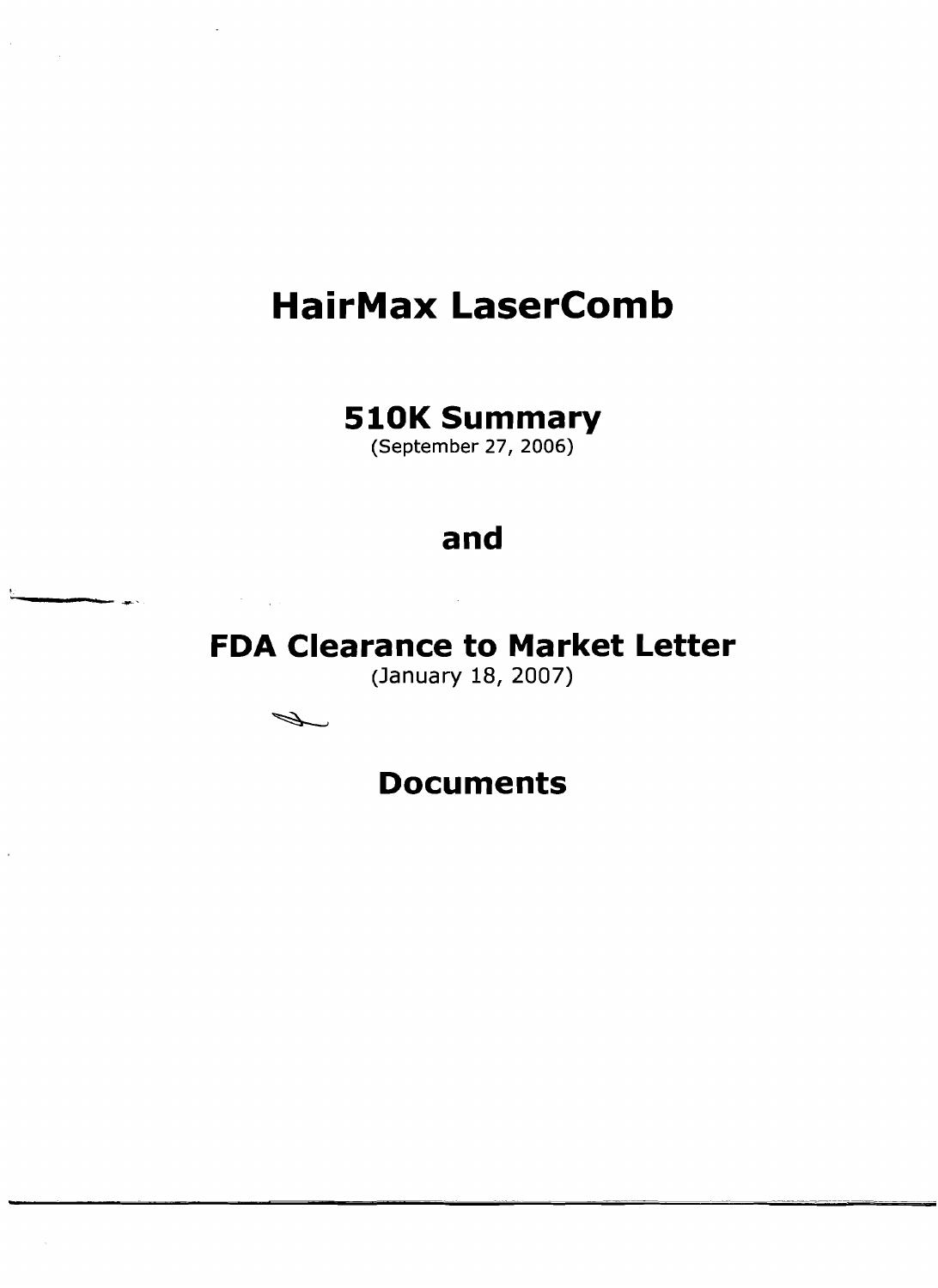# HairMax LaserComb

## 510K Summary

(September 27, 2006)

## and

## FDA Clearance to Market Letter

(January 18, 2007)

## Documents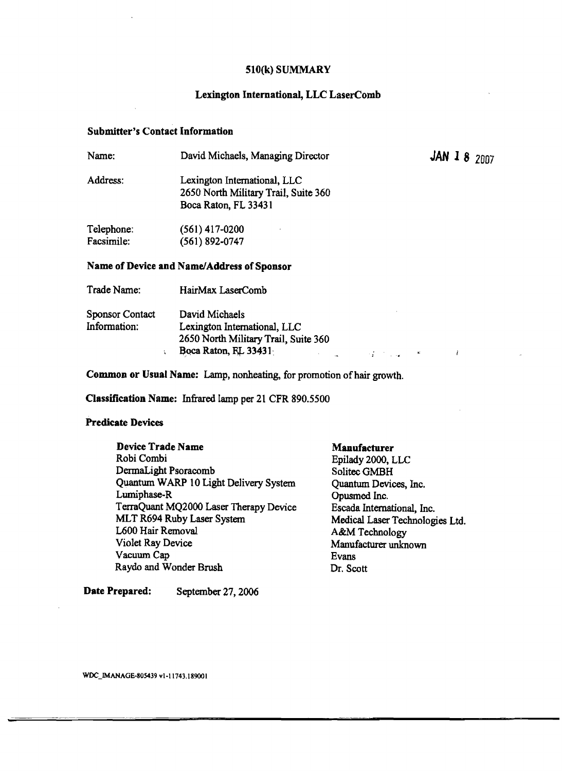# 510(k) SUMMARY

## Lexington International, LLC LaserComb

### Submitter's Contact Information

JAN 18 2007

| | |
|---|---|
| Name: | David Michaels, Managing Director |
| Address: | Lexington International, LLC<br>2650 North Military Trail, Suite 360<br>Boca Raton, FL 33431 |
| Telephone: | (561) 417-0200 |
| Facsimile: | (561) 892-0747 |

### Name of Device and Name/Address of Sponsor

| | |
|---|---|
| Trade Name: | HairMax LaserComb |
| Sponsor Contact Information: | David Michaels<br>Lexington International, LLC<br>2650 North Military Trail, Suite 360<br>Boca Raton, FL 33431 |

**Common or Usual Name:** Lamp, nonheating, for promotion of hair growth.

**Classification Name:** Infrared lamp per 21 CFR 890.5500

### Predicate Devices

| Device Trade Name | Manufacturer |
|---|---|
| Robi Combi | Epilady 2000, LLC |
| DermaLight Psoracomb | Solitec GMBH |
| Quantum WARP 10 Light Delivery System | Quantum Devices, Inc. |
| Lumiphase-R | Opusmed Inc. |
| TerraQuant MQ2000 Laser Therapy Device | Escada International, Inc. |
| MLT R694 Ruby Laser System | Medical Laser Technologies Ltd. |
| L600 Hair Removal | A&M Technology |
| Violet Ray Device | Manufacturer unknown |
| Vacuum Cap | Evans |
| Raydo and Wonder Brush | Dr. Scott |

**Date Prepared:** September 27, 2006

WDC_IMANAGE-805439 v1-11743.189001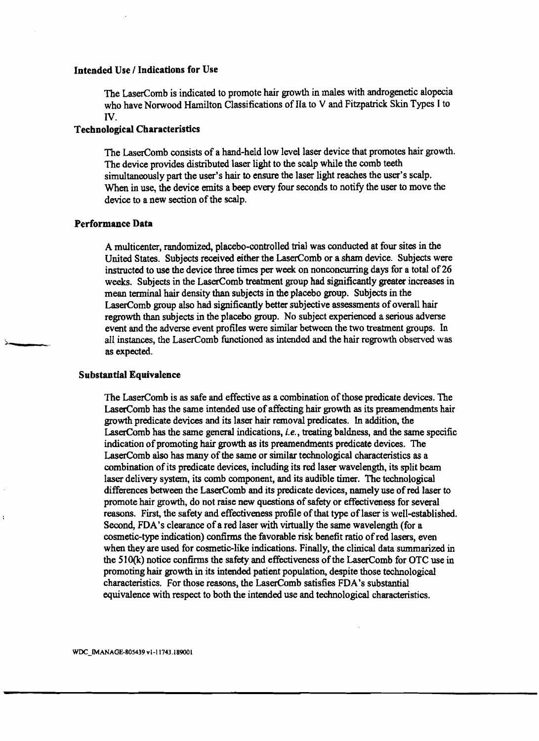### Intended Use / Indications for Use

The LaserComb is indicated to promote hair growth in males with androgenetic alopecia who have Norwood Hamilton Classifications of IIa to V and Fitzpatrick Skin Types I to IV.

### Technological Characteristics

The LaserComb consists of a hand-held low level laser device that promotes hair growth. The device provides distributed laser light to the scalp while the comb teeth simultaneously part the user's hair to ensure the laser light reaches the user's scalp. When in use, the device emits a beep every four seconds to notify the user to move the device to a new section of the scalp.

### Performance Data

A multicenter, randomized, placebo-controlled trial was conducted at four sites in the United States. Subjects received either the LaserComb or a sham device. Subjects were instructed to use the device three times per week on nonconcurring days for a total of 26 weeks. Subjects in the LaserComb treatment group had significantly greater increases in mean terminal hair density than subjects in the placebo group. Subjects in the LaserComb group also had significantly better subjective assessments of overall hair regrowth than subjects in the placebo group. No subject experienced a serious adverse event and the adverse event profiles were similar between the two treatment groups. In all instances, the LaserComb functioned as intended and the hair regrowth observed was as expected.

### Substantial Equivalence

The LaserComb is as safe and effective as a combination of those predicate devices. The LaserComb has the same intended use of affecting hair growth as its preamendments hair growth predicate devices and its laser hair removal predicates. In addition, the LaserComb has the same general indications, *i.e.*, treating baldness, and the same specific indication of promoting hair growth as its preamendments predicate devices. The LaserComb also has many of the same or similar technological characteristics as a combination of its predicate devices, including its red laser wavelength, its split beam laser delivery system, its comb component, and its audible timer. The technological differences between the LaserComb and its predicate devices, namely use of red laser to promote hair growth, do not raise new questions of safety or effectiveness for several reasons. First, the safety and effectiveness profile of that type of laser is well-established. Second, FDA's clearance of a red laser with virtually the same wavelength (for a cosmetic-type indication) confirms the favorable risk benefit ratio of red lasers, even when they are used for cosmetic-like indications. Finally, the clinical data summarized in the 510(k) notice confirms the safety and effectiveness of the LaserComb for OTC use in promoting hair growth in its intended patient population, despite those technological characteristics. For those reasons, the LaserComb satisfies FDA's substantial equivalence with respect to both the intended use and technological characteristics.

WDC_IMANAGE-805439 v1-11743.189001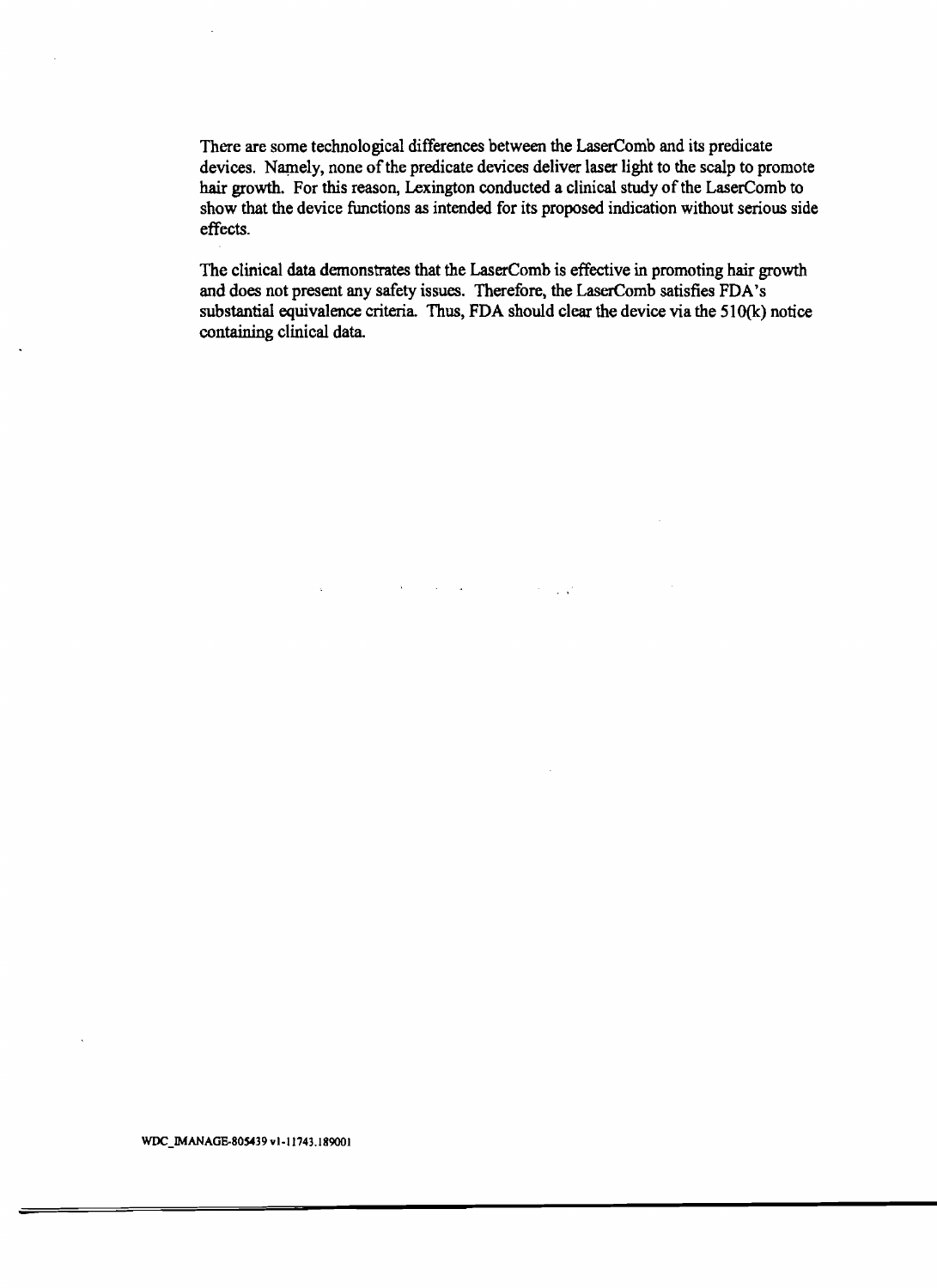There are some technological differences between the LaserComb and its predicate devices. Namely, none of the predicate devices deliver laser light to the scalp to promote hair growth. For this reason, Lexington conducted a clinical study of the LaserComb to show that the device functions as intended for its proposed indication without serious side effects.

The clinical data demonstrates that the LaserComb is effective in promoting hair growth and does not present any safety issues. Therefore, the LaserComb satisfies FDA's substantial equivalence criteria. Thus, FDA should clear the device via the 510(k) notice containing clinical data.

WDC_IMANAGE-805439 v1-11743.189001